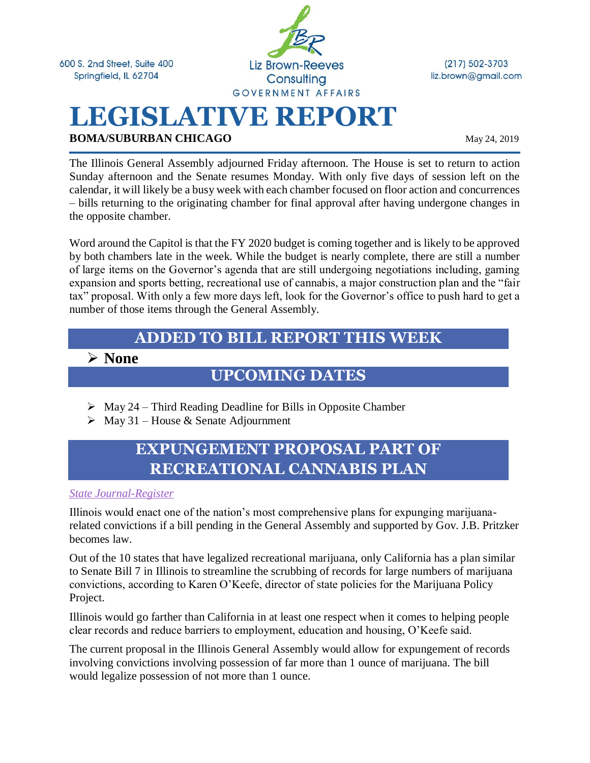600 S. 2nd Street, Suite 400
Springfield, IL 62704

Liz Brown-Reeves Consulting
GOVERNMENT AFFAIRS

(217) 502-3703
liz.brown@gmail.com

# LEGISLATIVE REPORT

**BOMA/SUBURBAN CHICAGO**

May 24, 2019

The Illinois General Assembly adjourned Friday afternoon. The House is set to return to action Sunday afternoon and the Senate resumes Monday. With only five days of session left on the calendar, it will likely be a busy week with each chamber focused on floor action and concurrences – bills returning to the originating chamber for final approval after having undergone changes in the opposite chamber.

Word around the Capitol is that the FY 2020 budget is coming together and is likely to be approved by both chambers late in the week. While the budget is nearly complete, there are still a number of large items on the Governor's agenda that are still undergoing negotiations including, gaming expansion and sports betting, recreational use of cannabis, a major construction plan and the "fair tax" proposal. With only a few more days left, look for the Governor's office to push hard to get a number of those items through the General Assembly.

## ADDED TO BILL REPORT THIS WEEK

- **None**

## UPCOMING DATES

- May 24 – Third Reading Deadline for Bills in Opposite Chamber
- May 31 – House & Senate Adjournment

## EXPUNGEMENT PROPOSAL PART OF RECREATIONAL CANNABIS PLAN

*State Journal-Register*

Illinois would enact one of the nation's most comprehensive plans for expunging marijuana-related convictions if a bill pending in the General Assembly and supported by Gov. J.B. Pritzker becomes law.

Out of the 10 states that have legalized recreational marijuana, only California has a plan similar to Senate Bill 7 in Illinois to streamline the scrubbing of records for large numbers of marijuana convictions, according to Karen O'Keefe, director of state policies for the Marijuana Policy Project.

Illinois would go farther than California in at least one respect when it comes to helping people clear records and reduce barriers to employment, education and housing, O'Keefe said.

The current proposal in the Illinois General Assembly would allow for expungement of records involving convictions involving possession of far more than 1 ounce of marijuana. The bill would legalize possession of not more than 1 ounce.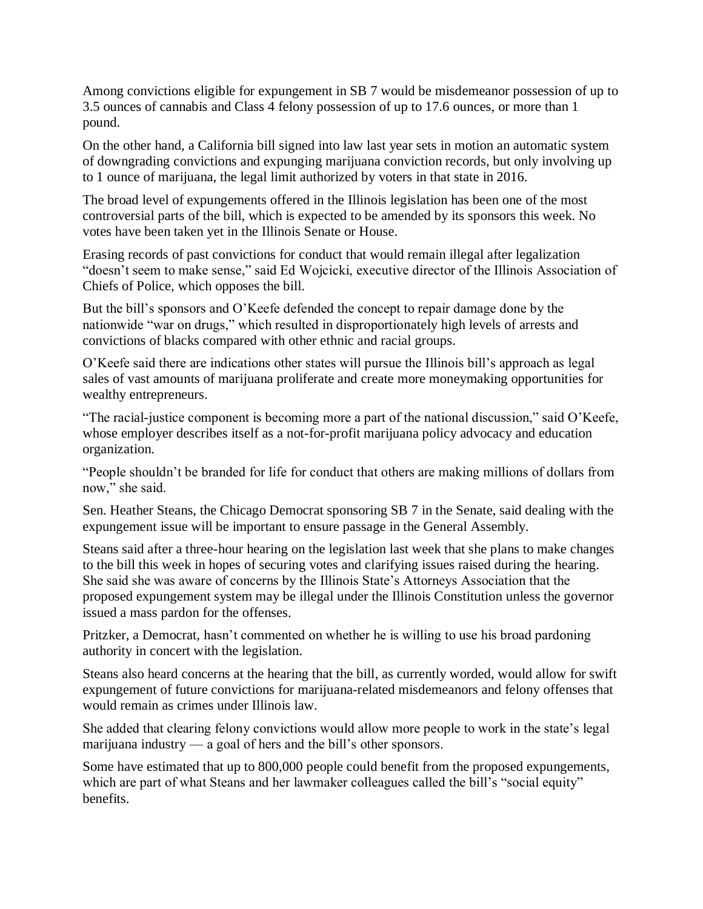Among convictions eligible for expungement in SB 7 would be misdemeanor possession of up to 3.5 ounces of cannabis and Class 4 felony possession of up to 17.6 ounces, or more than 1 pound.

On the other hand, a California bill signed into law last year sets in motion an automatic system of downgrading convictions and expunging marijuana conviction records, but only involving up to 1 ounce of marijuana, the legal limit authorized by voters in that state in 2016.

The broad level of expungements offered in the Illinois legislation has been one of the most controversial parts of the bill, which is expected to be amended by its sponsors this week. No votes have been taken yet in the Illinois Senate or House.

Erasing records of past convictions for conduct that would remain illegal after legalization "doesn't seem to make sense," said Ed Wojcicki, executive director of the Illinois Association of Chiefs of Police, which opposes the bill.

But the bill's sponsors and O'Keefe defended the concept to repair damage done by the nationwide "war on drugs," which resulted in disproportionately high levels of arrests and convictions of blacks compared with other ethnic and racial groups.

O'Keefe said there are indications other states will pursue the Illinois bill's approach as legal sales of vast amounts of marijuana proliferate and create more moneymaking opportunities for wealthy entrepreneurs.

"The racial-justice component is becoming more a part of the national discussion," said O'Keefe, whose employer describes itself as a not-for-profit marijuana policy advocacy and education organization.

"People shouldn't be branded for life for conduct that others are making millions of dollars from now," she said.

Sen. Heather Steans, the Chicago Democrat sponsoring SB 7 in the Senate, said dealing with the expungement issue will be important to ensure passage in the General Assembly.

Steans said after a three-hour hearing on the legislation last week that she plans to make changes to the bill this week in hopes of securing votes and clarifying issues raised during the hearing. She said she was aware of concerns by the Illinois State's Attorneys Association that the proposed expungement system may be illegal under the Illinois Constitution unless the governor issued a mass pardon for the offenses.

Pritzker, a Democrat, hasn't commented on whether he is willing to use his broad pardoning authority in concert with the legislation.

Steans also heard concerns at the hearing that the bill, as currently worded, would allow for swift expungement of future convictions for marijuana-related misdemeanors and felony offenses that would remain as crimes under Illinois law.

She added that clearing felony convictions would allow more people to work in the state's legal marijuana industry — a goal of hers and the bill's other sponsors.

Some have estimated that up to 800,000 people could benefit from the proposed expungements, which are part of what Steans and her lawmaker colleagues called the bill's "social equity" benefits.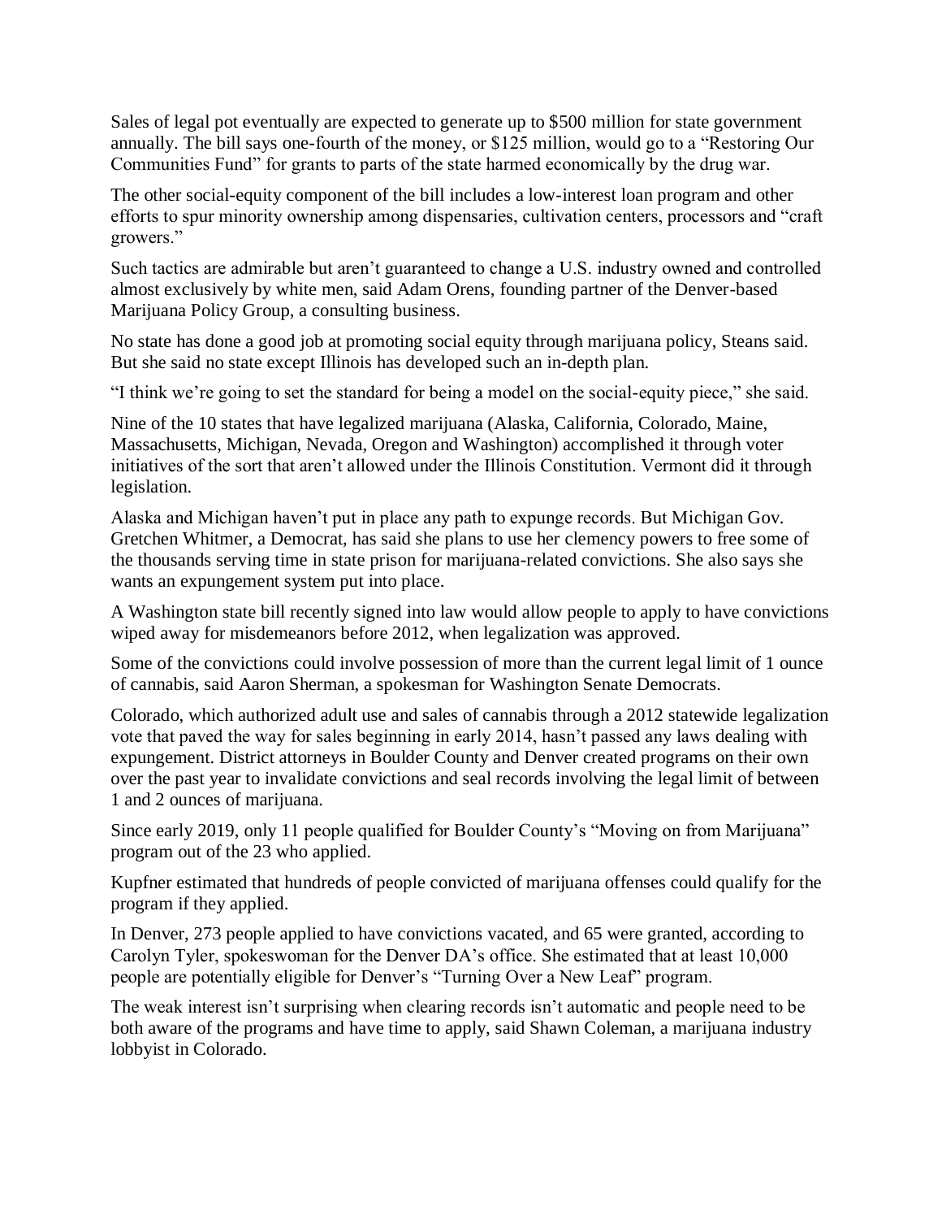Sales of legal pot eventually are expected to generate up to $500 million for state government annually. The bill says one-fourth of the money, or $125 million, would go to a "Restoring Our Communities Fund" for grants to parts of the state harmed economically by the drug war.

The other social-equity component of the bill includes a low-interest loan program and other efforts to spur minority ownership among dispensaries, cultivation centers, processors and "craft growers."

Such tactics are admirable but aren't guaranteed to change a U.S. industry owned and controlled almost exclusively by white men, said Adam Orens, founding partner of the Denver-based Marijuana Policy Group, a consulting business.

No state has done a good job at promoting social equity through marijuana policy, Steans said. But she said no state except Illinois has developed such an in-depth plan.

"I think we're going to set the standard for being a model on the social-equity piece," she said.

Nine of the 10 states that have legalized marijuana (Alaska, California, Colorado, Maine, Massachusetts, Michigan, Nevada, Oregon and Washington) accomplished it through voter initiatives of the sort that aren't allowed under the Illinois Constitution. Vermont did it through legislation.

Alaska and Michigan haven't put in place any path to expunge records. But Michigan Gov. Gretchen Whitmer, a Democrat, has said she plans to use her clemency powers to free some of the thousands serving time in state prison for marijuana-related convictions. She also says she wants an expungement system put into place.

A Washington state bill recently signed into law would allow people to apply to have convictions wiped away for misdemeanors before 2012, when legalization was approved.

Some of the convictions could involve possession of more than the current legal limit of 1 ounce of cannabis, said Aaron Sherman, a spokesman for Washington Senate Democrats.

Colorado, which authorized adult use and sales of cannabis through a 2012 statewide legalization vote that paved the way for sales beginning in early 2014, hasn't passed any laws dealing with expungement. District attorneys in Boulder County and Denver created programs on their own over the past year to invalidate convictions and seal records involving the legal limit of between 1 and 2 ounces of marijuana.

Since early 2019, only 11 people qualified for Boulder County's "Moving on from Marijuana" program out of the 23 who applied.

Kupfner estimated that hundreds of people convicted of marijuana offenses could qualify for the program if they applied.

In Denver, 273 people applied to have convictions vacated, and 65 were granted, according to Carolyn Tyler, spokeswoman for the Denver DA's office. She estimated that at least 10,000 people are potentially eligible for Denver's "Turning Over a New Leaf" program.

The weak interest isn't surprising when clearing records isn't automatic and people need to be both aware of the programs and have time to apply, said Shawn Coleman, a marijuana industry lobbyist in Colorado.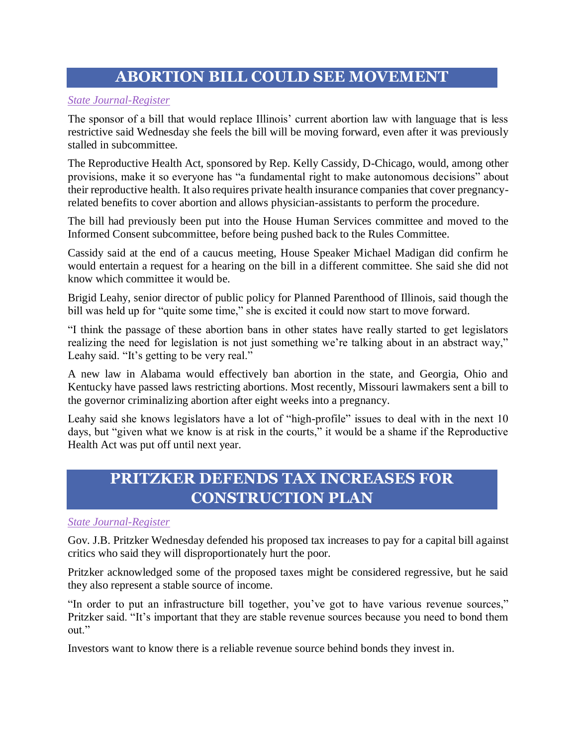## ABORTION BILL COULD SEE MOVEMENT

*State Journal-Register*

The sponsor of a bill that would replace Illinois' current abortion law with language that is less restrictive said Wednesday she feels the bill will be moving forward, even after it was previously stalled in subcommittee.

The Reproductive Health Act, sponsored by Rep. Kelly Cassidy, D-Chicago, would, among other provisions, make it so everyone has "a fundamental right to make autonomous decisions" about their reproductive health. It also requires private health insurance companies that cover pregnancy-related benefits to cover abortion and allows physician-assistants to perform the procedure.

The bill had previously been put into the House Human Services committee and moved to the Informed Consent subcommittee, before being pushed back to the Rules Committee.

Cassidy said at the end of a caucus meeting, House Speaker Michael Madigan did confirm he would entertain a request for a hearing on the bill in a different committee. She said she did not know which committee it would be.

Brigid Leahy, senior director of public policy for Planned Parenthood of Illinois, said though the bill was held up for "quite some time," she is excited it could now start to move forward.

"I think the passage of these abortion bans in other states have really started to get legislators realizing the need for legislation is not just something we're talking about in an abstract way," Leahy said. "It's getting to be very real."

A new law in Alabama would effectively ban abortion in the state, and Georgia, Ohio and Kentucky have passed laws restricting abortions. Most recently, Missouri lawmakers sent a bill to the governor criminalizing abortion after eight weeks into a pregnancy.

Leahy said she knows legislators have a lot of "high-profile" issues to deal with in the next 10 days, but "given what we know is at risk in the courts," it would be a shame if the Reproductive Health Act was put off until next year.

## PRITZKER DEFENDS TAX INCREASES FOR CONSTRUCTION PLAN

*State Journal-Register*

Gov. J.B. Pritzker Wednesday defended his proposed tax increases to pay for a capital bill against critics who said they will disproportionately hurt the poor.

Pritzker acknowledged some of the proposed taxes might be considered regressive, but he said they also represent a stable source of income.

"In order to put an infrastructure bill together, you've got to have various revenue sources," Pritzker said. "It's important that they are stable revenue sources because you need to bond them out."

Investors want to know there is a reliable revenue source behind bonds they invest in.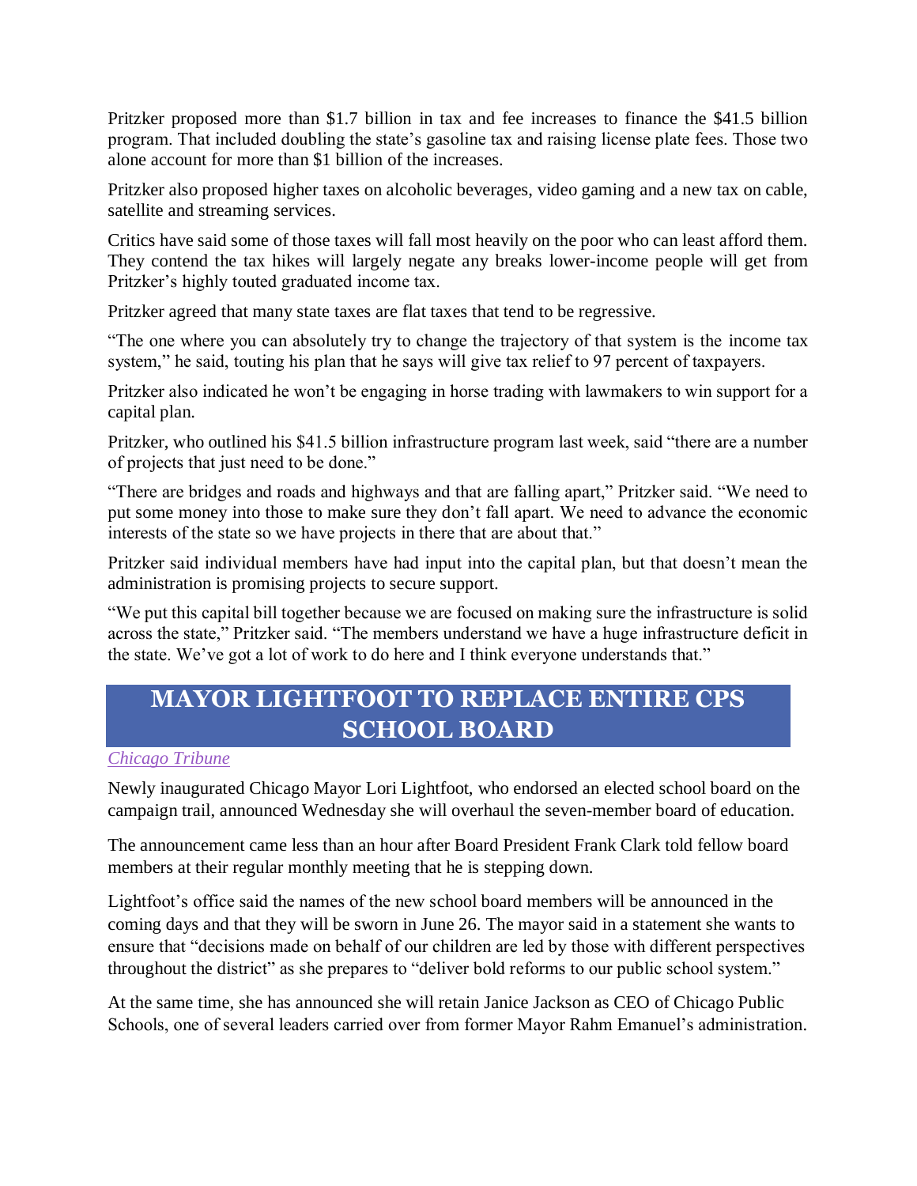Pritzker proposed more than $1.7 billion in tax and fee increases to finance the $41.5 billion program. That included doubling the state's gasoline tax and raising license plate fees. Those two alone account for more than $1 billion of the increases.

Pritzker also proposed higher taxes on alcoholic beverages, video gaming and a new tax on cable, satellite and streaming services.

Critics have said some of those taxes will fall most heavily on the poor who can least afford them. They contend the tax hikes will largely negate any breaks lower-income people will get from Pritzker's highly touted graduated income tax.

Pritzker agreed that many state taxes are flat taxes that tend to be regressive.

"The one where you can absolutely try to change the trajectory of that system is the income tax system," he said, touting his plan that he says will give tax relief to 97 percent of taxpayers.

Pritzker also indicated he won't be engaging in horse trading with lawmakers to win support for a capital plan.

Pritzker, who outlined his $41.5 billion infrastructure program last week, said "there are a number of projects that just need to be done."

"There are bridges and roads and highways and that are falling apart," Pritzker said. "We need to put some money into those to make sure they don't fall apart. We need to advance the economic interests of the state so we have projects in there that are about that."

Pritzker said individual members have had input into the capital plan, but that doesn't mean the administration is promising projects to secure support.

"We put this capital bill together because we are focused on making sure the infrastructure is solid across the state," Pritzker said. "The members understand we have a huge infrastructure deficit in the state. We've got a lot of work to do here and I think everyone understands that."

## MAYOR LIGHTFOOT TO REPLACE ENTIRE CPS SCHOOL BOARD

*Chicago Tribune*

Newly inaugurated Chicago Mayor Lori Lightfoot, who endorsed an elected school board on the campaign trail, announced Wednesday she will overhaul the seven-member board of education.

The announcement came less than an hour after Board President Frank Clark told fellow board members at their regular monthly meeting that he is stepping down.

Lightfoot's office said the names of the new school board members will be announced in the coming days and that they will be sworn in June 26. The mayor said in a statement she wants to ensure that "decisions made on behalf of our children are led by those with different perspectives throughout the district" as she prepares to "deliver bold reforms to our public school system."

At the same time, she has announced she will retain Janice Jackson as CEO of Chicago Public Schools, one of several leaders carried over from former Mayor Rahm Emanuel's administration.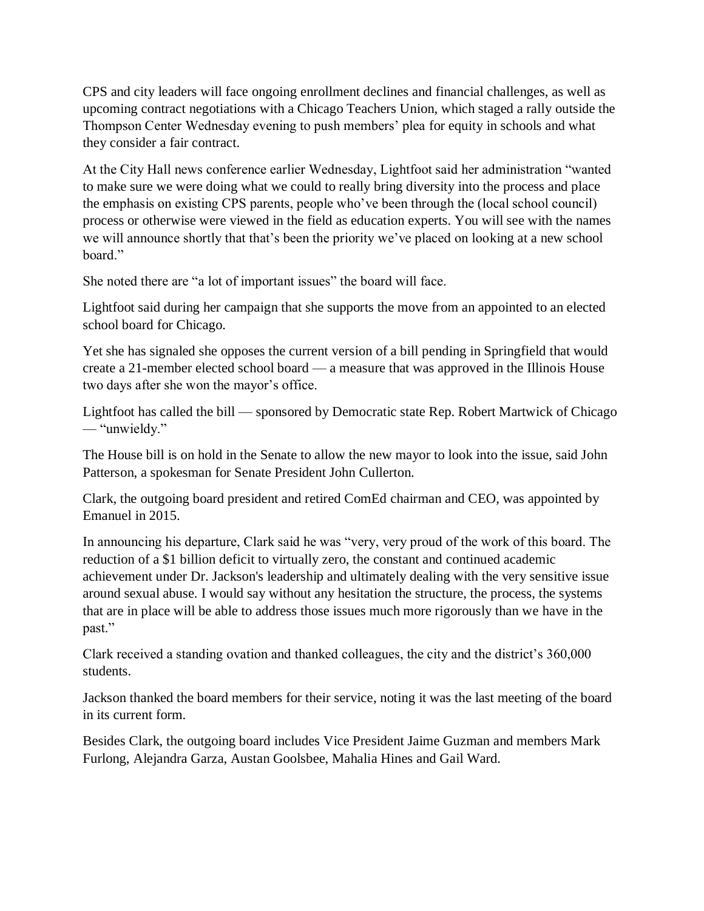CPS and city leaders will face ongoing enrollment declines and financial challenges, as well as upcoming contract negotiations with a Chicago Teachers Union, which staged a rally outside the Thompson Center Wednesday evening to push members' plea for equity in schools and what they consider a fair contract.

At the City Hall news conference earlier Wednesday, Lightfoot said her administration "wanted to make sure we were doing what we could to really bring diversity into the process and place the emphasis on existing CPS parents, people who've been through the (local school council) process or otherwise were viewed in the field as education experts. You will see with the names we will announce shortly that that's been the priority we've placed on looking at a new school board."

She noted there are "a lot of important issues" the board will face.

Lightfoot said during her campaign that she supports the move from an appointed to an elected school board for Chicago.

Yet she has signaled she opposes the current version of a bill pending in Springfield that would create a 21-member elected school board — a measure that was approved in the Illinois House two days after she won the mayor's office.

Lightfoot has called the bill — sponsored by Democratic state Rep. Robert Martwick of Chicago — "unwieldy."

The House bill is on hold in the Senate to allow the new mayor to look into the issue, said John Patterson, a spokesman for Senate President John Cullerton.

Clark, the outgoing board president and retired ComEd chairman and CEO, was appointed by Emanuel in 2015.

In announcing his departure, Clark said he was "very, very proud of the work of this board. The reduction of a $1 billion deficit to virtually zero, the constant and continued academic achievement under Dr. Jackson's leadership and ultimately dealing with the very sensitive issue around sexual abuse. I would say without any hesitation the structure, the process, the systems that are in place will be able to address those issues much more rigorously than we have in the past."

Clark received a standing ovation and thanked colleagues, the city and the district's 360,000 students.

Jackson thanked the board members for their service, noting it was the last meeting of the board in its current form.

Besides Clark, the outgoing board includes Vice President Jaime Guzman and members Mark Furlong, Alejandra Garza, Austan Goolsbee, Mahalia Hines and Gail Ward.